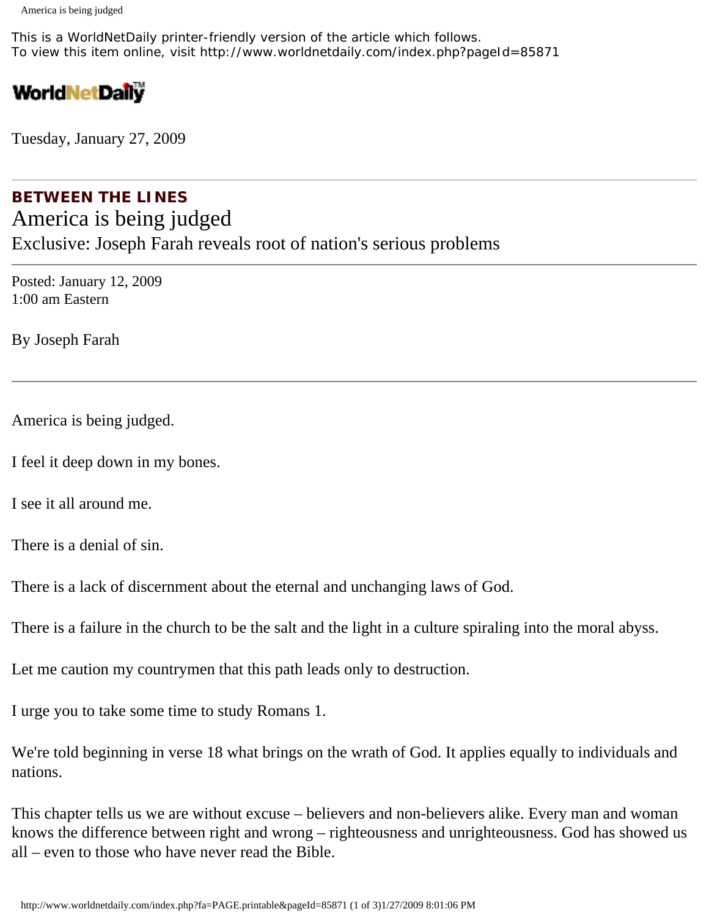This is a WorldNetDaily printer-friendly version of the article which follows.
To view this item online, visit http://www.worldnetdaily.com/index.php?pageId=85871

WorldNetDaily™

Tuesday, January 27, 2009

---

**BETWEEN THE LINES**

# America is being judged

## Exclusive: Joseph Farah reveals root of nation's serious problems

---

Posted: January 12, 2009
1:00 am Eastern

By Joseph Farah

---

America is being judged.

I feel it deep down in my bones.

I see it all around me.

There is a denial of sin.

There is a lack of discernment about the eternal and unchanging laws of God.

There is a failure in the church to be the salt and the light in a culture spiraling into the moral abyss.

Let me caution my countrymen that this path leads only to destruction.

I urge you to take some time to study Romans 1.

We're told beginning in verse 18 what brings on the wrath of God. It applies equally to individuals and nations.

This chapter tells us we are without excuse – believers and non-believers alike. Every man and woman knows the difference between right and wrong – righteousness and unrighteousness. God has showed us all – even to those who have never read the Bible.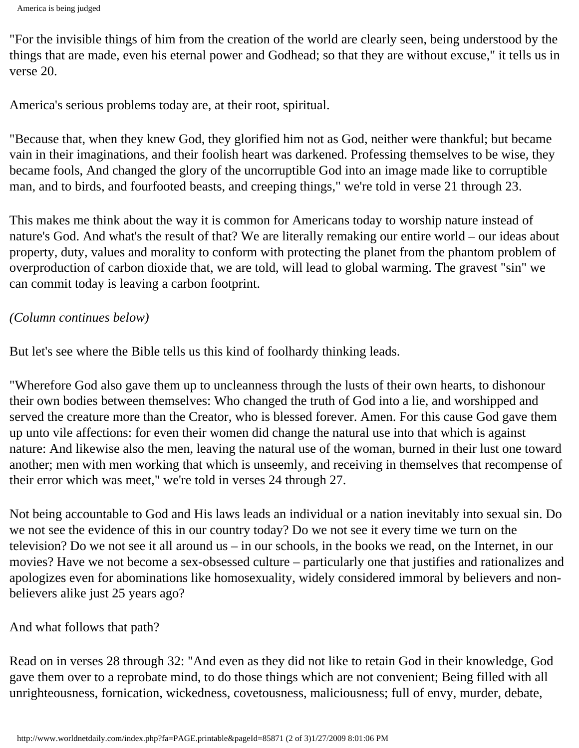"For the invisible things of him from the creation of the world are clearly seen, being understood by the things that are made, even his eternal power and Godhead; so that they are without excuse," it tells us in verse 20.

America's serious problems today are, at their root, spiritual.

"Because that, when they knew God, they glorified him not as God, neither were thankful; but became vain in their imaginations, and their foolish heart was darkened. Professing themselves to be wise, they became fools, And changed the glory of the uncorruptible God into an image made like to corruptible man, and to birds, and fourfooted beasts, and creeping things," we're told in verse 21 through 23.

This makes me think about the way it is common for Americans today to worship nature instead of nature's God. And what's the result of that? We are literally remaking our entire world – our ideas about property, duty, values and morality to conform with protecting the planet from the phantom problem of overproduction of carbon dioxide that, we are told, will lead to global warming. The gravest "sin" we can commit today is leaving a carbon footprint.

*(Column continues below)*

But let's see where the Bible tells us this kind of foolhardy thinking leads.

"Wherefore God also gave them up to uncleanness through the lusts of their own hearts, to dishonour their own bodies between themselves: Who changed the truth of God into a lie, and worshipped and served the creature more than the Creator, who is blessed forever. Amen. For this cause God gave them up unto vile affections: for even their women did change the natural use into that which is against nature: And likewise also the men, leaving the natural use of the woman, burned in their lust one toward another; men with men working that which is unseemly, and receiving in themselves that recompense of their error which was meet," we're told in verses 24 through 27.

Not being accountable to God and His laws leads an individual or a nation inevitably into sexual sin. Do we not see the evidence of this in our country today? Do we not see it every time we turn on the television? Do we not see it all around us – in our schools, in the books we read, on the Internet, in our movies? Have we not become a sex-obsessed culture – particularly one that justifies and rationalizes and apologizes even for abominations like homosexuality, widely considered immoral by believers and non-believers alike just 25 years ago?

And what follows that path?

Read on in verses 28 through 32: "And even as they did not like to retain God in their knowledge, God gave them over to a reprobate mind, to do those things which are not convenient; Being filled with all unrighteousness, fornication, wickedness, covetousness, maliciousness; full of envy, murder, debate,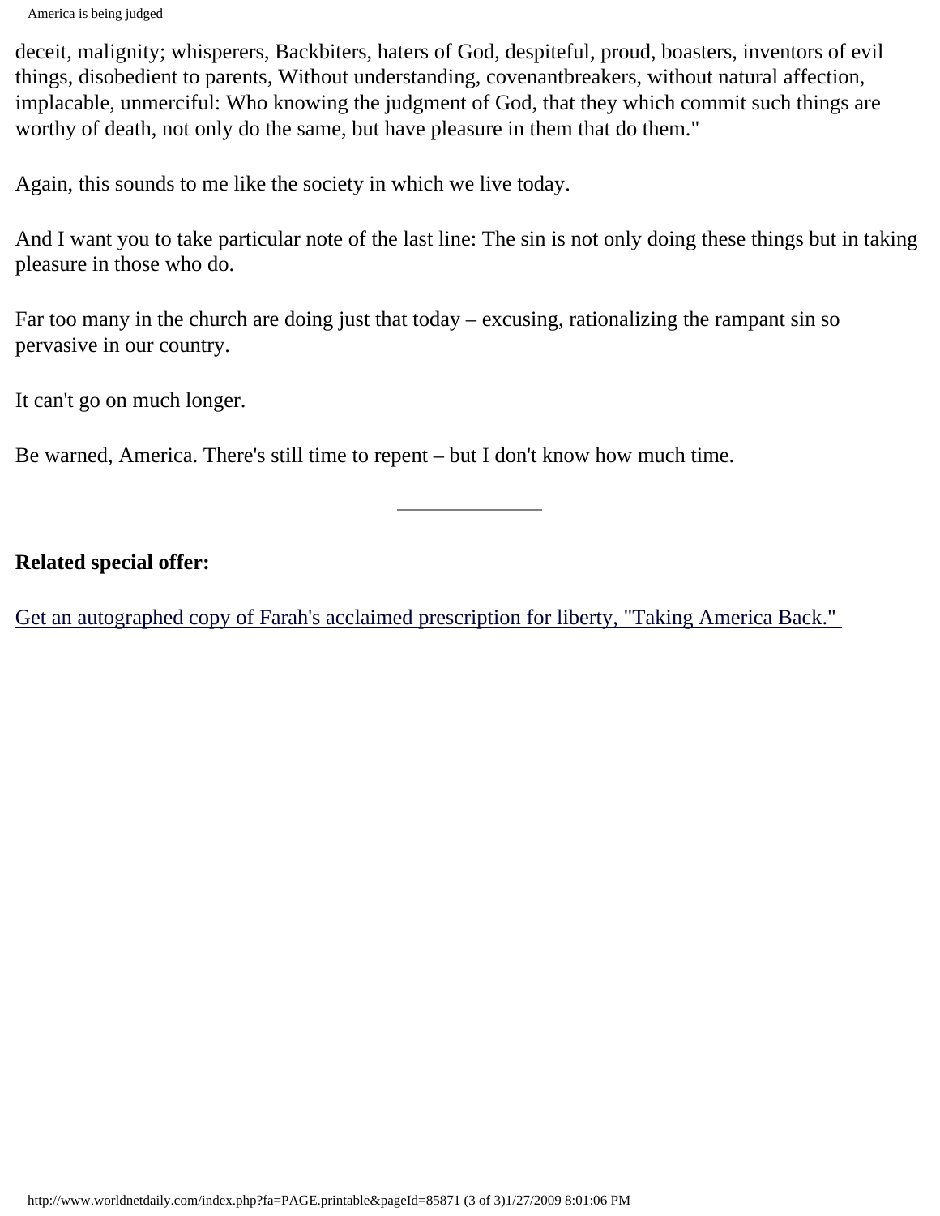deceit, malignity; whisperers, Backbiters, haters of God, despiteful, proud, boasters, inventors of evil things, disobedient to parents, Without understanding, covenantbreakers, without natural affection, implacable, unmerciful: Who knowing the judgment of God, that they which commit such things are worthy of death, not only do the same, but have pleasure in them that do them."

Again, this sounds to me like the society in which we live today.

And I want you to take particular note of the last line: The sin is not only doing these things but in taking pleasure in those who do.

Far too many in the church are doing just that today – excusing, rationalizing the rampant sin so pervasive in our country.

It can't go on much longer.

Be warned, America. There's still time to repent – but I don't know how much time.

---

**Related special offer:**

Get an autographed copy of Farah's acclaimed prescription for liberty, "Taking America Back."